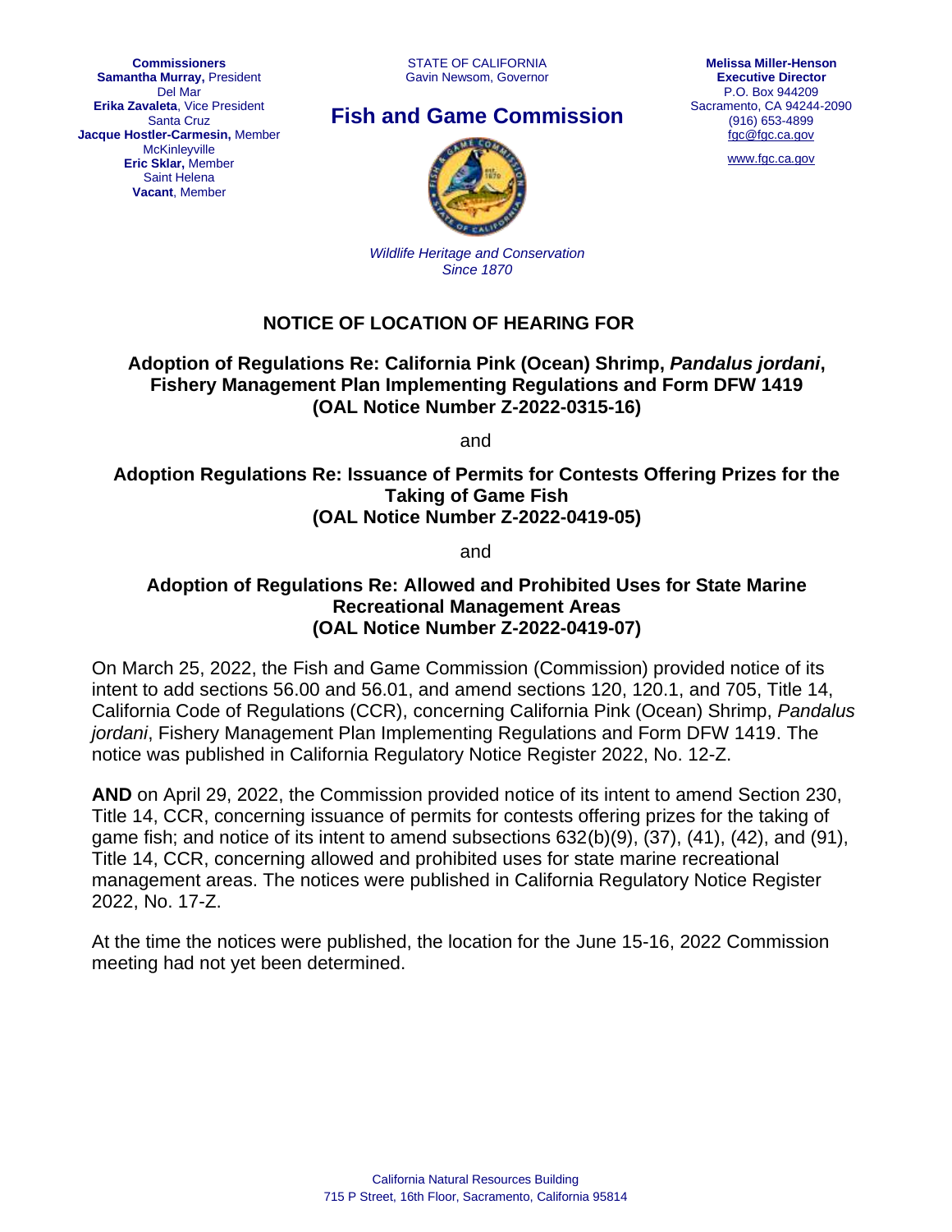**Commissioners**
**Samantha Murray,** President
Del Mar
**Erika Zavaleta**, Vice President
Santa Cruz
**Jacque Hostler-Carmesin,** Member
McKinleyville
**Eric Sklar,** Member
Saint Helena
**Vacant**, Member

STATE OF CALIFORNIA
Gavin Newsom, Governor

## Fish and Game Commission

*Wildlife Heritage and Conservation*
*Since 1870*

**Melissa Miller-Henson**
**Executive Director**
P.O. Box 944209
Sacramento, CA 94244-2090
(916) 653-4899
fgc@fgc.ca.gov
www.fgc.ca.gov

# NOTICE OF LOCATION OF HEARING FOR

### Adoption of Regulations Re: California Pink (Ocean) Shrimp, *Pandalus jordani*, Fishery Management Plan Implementing Regulations and Form DFW 1419 (OAL Notice Number Z-2022-0315-16)

and

### Adoption Regulations Re: Issuance of Permits for Contests Offering Prizes for the Taking of Game Fish (OAL Notice Number Z-2022-0419-05)

and

### Adoption of Regulations Re: Allowed and Prohibited Uses for State Marine Recreational Management Areas (OAL Notice Number Z-2022-0419-07)

On March 25, 2022, the Fish and Game Commission (Commission) provided notice of its intent to add sections 56.00 and 56.01, and amend sections 120, 120.1, and 705, Title 14, California Code of Regulations (CCR), concerning California Pink (Ocean) Shrimp, *Pandalus jordani*, Fishery Management Plan Implementing Regulations and Form DFW 1419. The notice was published in California Regulatory Notice Register 2022, No. 12-Z.

**AND** on April 29, 2022, the Commission provided notice of its intent to amend Section 230, Title 14, CCR, concerning issuance of permits for contests offering prizes for the taking of game fish; and notice of its intent to amend subsections 632(b)(9), (37), (41), (42), and (91), Title 14, CCR, concerning allowed and prohibited uses for state marine recreational management areas. The notices were published in California Regulatory Notice Register 2022, No. 17-Z.

At the time the notices were published, the location for the June 15-16, 2022 Commission meeting had not yet been determined.

California Natural Resources Building
715 P Street, 16th Floor, Sacramento, California 95814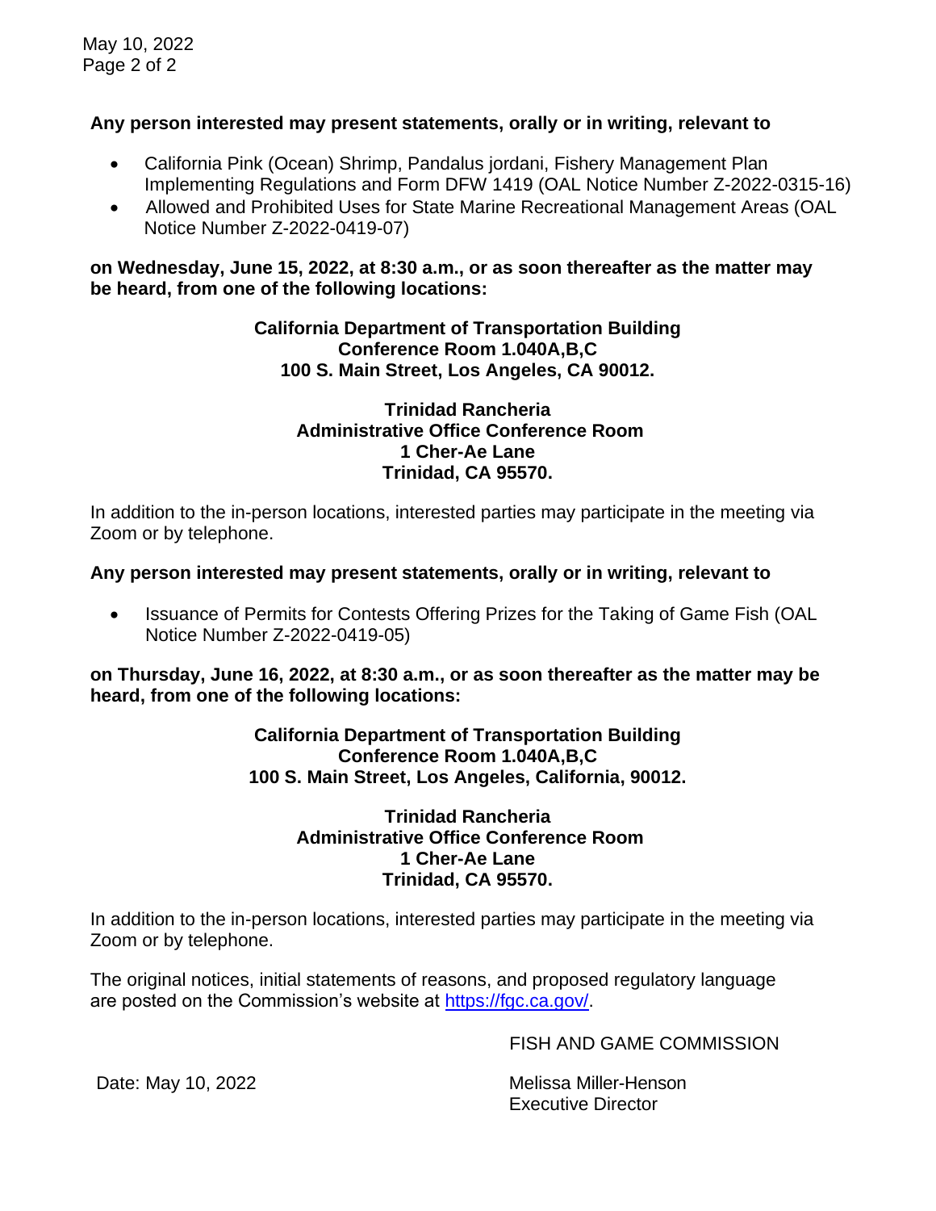**Any person interested may present statements, orally or in writing, relevant to**

- California Pink (Ocean) Shrimp, Pandalus jordani, Fishery Management Plan Implementing Regulations and Form DFW 1419 (OAL Notice Number Z-2022-0315-16)
- Allowed and Prohibited Uses for State Marine Recreational Management Areas (OAL Notice Number Z-2022-0419-07)

**on Wednesday, June 15, 2022, at 8:30 a.m., or as soon thereafter as the matter may be heard, from one of the following locations:**

**California Department of Transportation Building**
**Conference Room 1.040A,B,C**
**100 S. Main Street, Los Angeles, CA 90012.**

**Trinidad Rancheria**
**Administrative Office Conference Room**
**1 Cher-Ae Lane**
**Trinidad, CA 95570.**

In addition to the in-person locations, interested parties may participate in the meeting via Zoom or by telephone.

**Any person interested may present statements, orally or in writing, relevant to**

- Issuance of Permits for Contests Offering Prizes for the Taking of Game Fish (OAL Notice Number Z-2022-0419-05)

**on Thursday, June 16, 2022, at 8:30 a.m., or as soon thereafter as the matter may be heard, from one of the following locations:**

**California Department of Transportation Building**
**Conference Room 1.040A,B,C**
**100 S. Main Street, Los Angeles, California, 90012.**

**Trinidad Rancheria**
**Administrative Office Conference Room**
**1 Cher-Ae Lane**
**Trinidad, CA 95570.**

In addition to the in-person locations, interested parties may participate in the meeting via Zoom or by telephone.

The original notices, initial statements of reasons, and proposed regulatory language are posted on the Commission's website at https://fgc.ca.gov/.

FISH AND GAME COMMISSION

Date: May 10, 2022

Melissa Miller-Henson
Executive Director